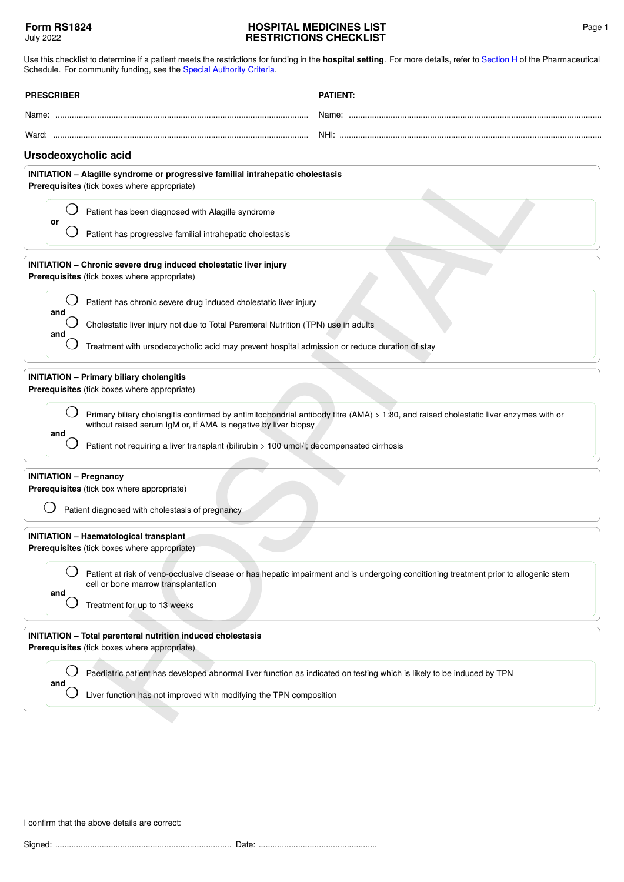**Form RS1824**
July 2022

# HOSPITAL MEDICINES LIST RESTRICTIONS CHECKLIST

Use this checklist to determine if a patient meets the restrictions for funding in the **hospital setting**. For more details, refer to Section H of the Pharmaceutical Schedule. For community funding, see the Special Authority Criteria.

**PRESCRIBER**

Name: ........................................................................................................

Ward: ........................................................................................................

**PATIENT:**

Name: ........................................................................................................

NHI: ........................................................................................................

## Ursodeoxycholic acid

**INITIATION – Alagille syndrome or progressive familial intrahepatic cholestasis**
**Prerequisites** (tick boxes where appropriate)

- ◯ Patient has been diagnosed with Alagille syndrome

**or**

- ◯ Patient has progressive familial intrahepatic cholestasis

**INITIATION – Chronic severe drug induced cholestatic liver injury**
**Prerequisites** (tick boxes where appropriate)

- ◯ Patient has chronic severe drug induced cholestatic liver injury

**and**

- ◯ Cholestatic liver injury not due to Total Parenteral Nutrition (TPN) use in adults

**and**

- ◯ Treatment with ursodeoxycholic acid may prevent hospital admission or reduce duration of stay

**INITIATION – Primary biliary cholangitis**
**Prerequisites** (tick boxes where appropriate)

- ◯ Primary biliary cholangitis confirmed by antimitochondrial antibody titre (AMA) $>$ 1:80, and raised cholestatic liver enzymes with or without raised serum IgM or, if AMA is negative by liver biopsy

**and**

- ◯ Patient not requiring a liver transplant (bilirubin $>$ 100 umol/l; decompensated cirrhosis

**INITIATION – Pregnancy**
**Prerequisites** (tick box where appropriate)

- ◯ Patient diagnosed with cholestasis of pregnancy

**INITIATION – Haematological transplant**
**Prerequisites** (tick boxes where appropriate)

- ◯ Patient at risk of veno-occlusive disease or has hepatic impairment and is undergoing conditioning treatment prior to allogenic stem cell or bone marrow transplantation

**and**

- ◯ Treatment for up to 13 weeks

**INITIATION – Total parenteral nutrition induced cholestasis**
**Prerequisites** (tick boxes where appropriate)

- ◯ Paediatric patient has developed abnormal liver function as indicated on testing which is likely to be induced by TPN

**and**

- ◯ Liver function has not improved with modifying the TPN composition

I confirm that the above details are correct:

Signed: ........................................................................... Date: ..................................................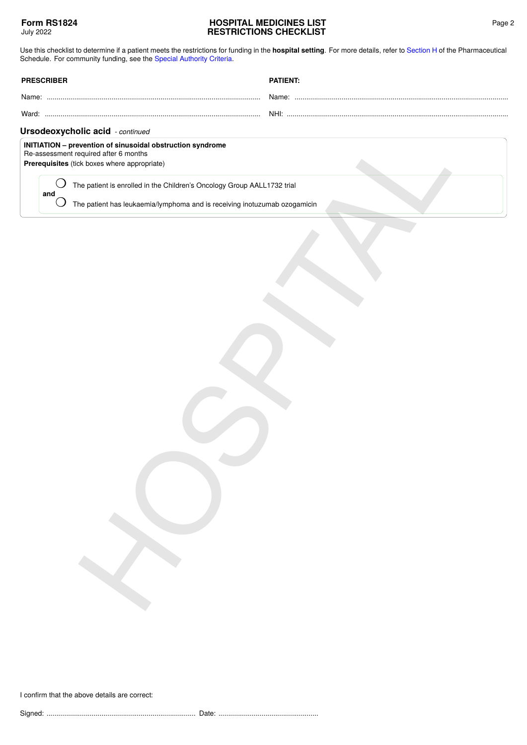**Form RS1824**
July 2022

**HOSPITAL MEDICINES LIST**
**RESTRICTIONS CHECKLIST**

Use this checklist to determine if a patient meets the restrictions for funding in the **hospital setting**. For more details, refer to Section H of the Pharmaceutical Schedule. For community funding, see the Special Authority Criteria.

**PRESCRIBER**

Name: ..............................................................................................

Ward: ..............................................................................................

**PATIENT:**

Name: ..............................................................................................

NHI: ..............................................................................................

## Ursodeoxycholic acid *- continued*

**INITIATION – prevention of sinusoidal obstruction syndrome**
Re-assessment required after 6 months
**Prerequisites** (tick boxes where appropriate)

- ◯ The patient is enrolled in the Children's Oncology Group AALL1732 trial

**and**

- ◯ The patient has leukaemia/lymphoma and is receiving inotuzumab ozogamicin

I confirm that the above details are correct:

Signed: .............................................................................. Date: ....................................................